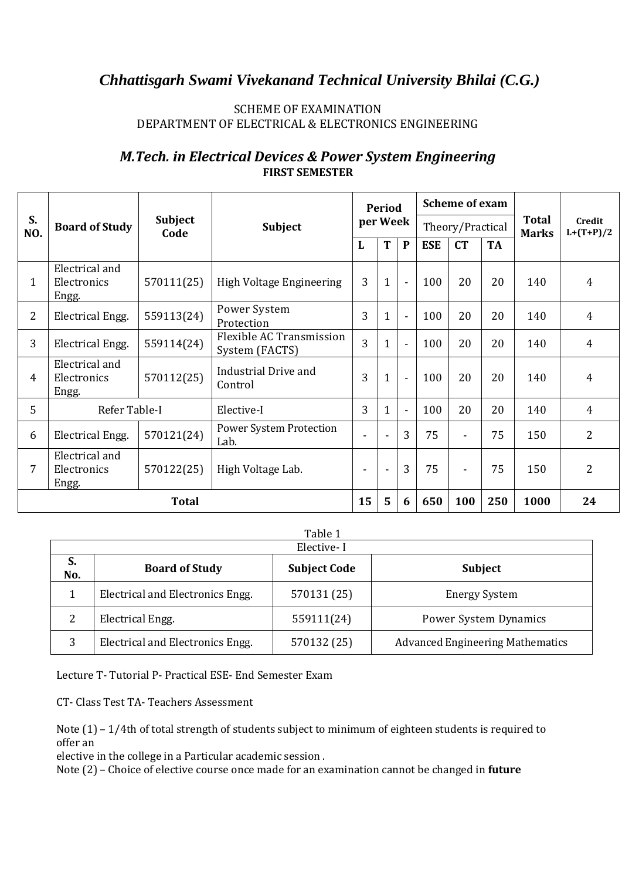# *Chhattisgarh Swami Vivekanand Technical University Bhilai (C.G.)*

SCHEME OF EXAMINATION
DEPARTMENT OF ELECTRICAL & ELECTRONICS ENGINEERING

## *M.Tech. in Electrical Devices & Power System Engineering*

**FIRST SEMESTER**

| S. NO. | Board of Study | Subject Code | Subject | Period per Week | | | Scheme of exam | | | Total Marks | Credit L+(T+P)/2 |
|---|---|---|---|---|---|---|---|---|---|---|---|
| | | | | | | | Theory/Practical | | | | |
| | | | | L | T | P | ESE | CT | TA | | |
| 1 | Electrical and Electronics Engg. | 570111(25) | High Voltage Engineering | 3 | 1 | - | 100 | 20 | 20 | 140 | 4 |
| 2 | Electrical Engg. | 559113(24) | Power System Protection | 3 | 1 | - | 100 | 20 | 20 | 140 | 4 |
| 3 | Electrical Engg. | 559114(24) | Flexible AC Transmission System (FACTS) | 3 | 1 | - | 100 | 20 | 20 | 140 | 4 |
| 4 | Electrical and Electronics Engg. | 570112(25) | Industrial Drive and Control | 3 | 1 | - | 100 | 20 | 20 | 140 | 4 |
| 5 | Refer Table-I | | Elective-I | 3 | 1 | - | 100 | 20 | 20 | 140 | 4 |
| 6 | Electrical Engg. | 570121(24) | Power System Protection Lab. | - | - | 3 | 75 | - | 75 | 150 | 2 |
| 7 | Electrical and Electronics Engg. | 570122(25) | High Voltage Lab. | - | - | 3 | 75 | - | 75 | 150 | 2 |
| **Total** | | | | **15** | **5** | **6** | **650** | **100** | **250** | **1000** | **24** |

Table 1

| Elective- I | | | |
|---|---|---|---|
| **S. No.** | **Board of Study** | **Subject Code** | **Subject** |
| 1 | Electrical and Electronics Engg. | 570131 (25) | Energy System |
| 2 | Electrical Engg. | 559111(24) | Power System Dynamics |
| 3 | Electrical and Electronics Engg. | 570132 (25) | Advanced Engineering Mathematics |

Lecture T- Tutorial P- Practical ESE- End Semester Exam

CT- Class Test TA- Teachers Assessment

Note (1) – 1/4th of total strength of students subject to minimum of eighteen students is required to offer an
elective in the college in a Particular academic session .
Note (2) – Choice of elective course once made for an examination cannot be changed in **future**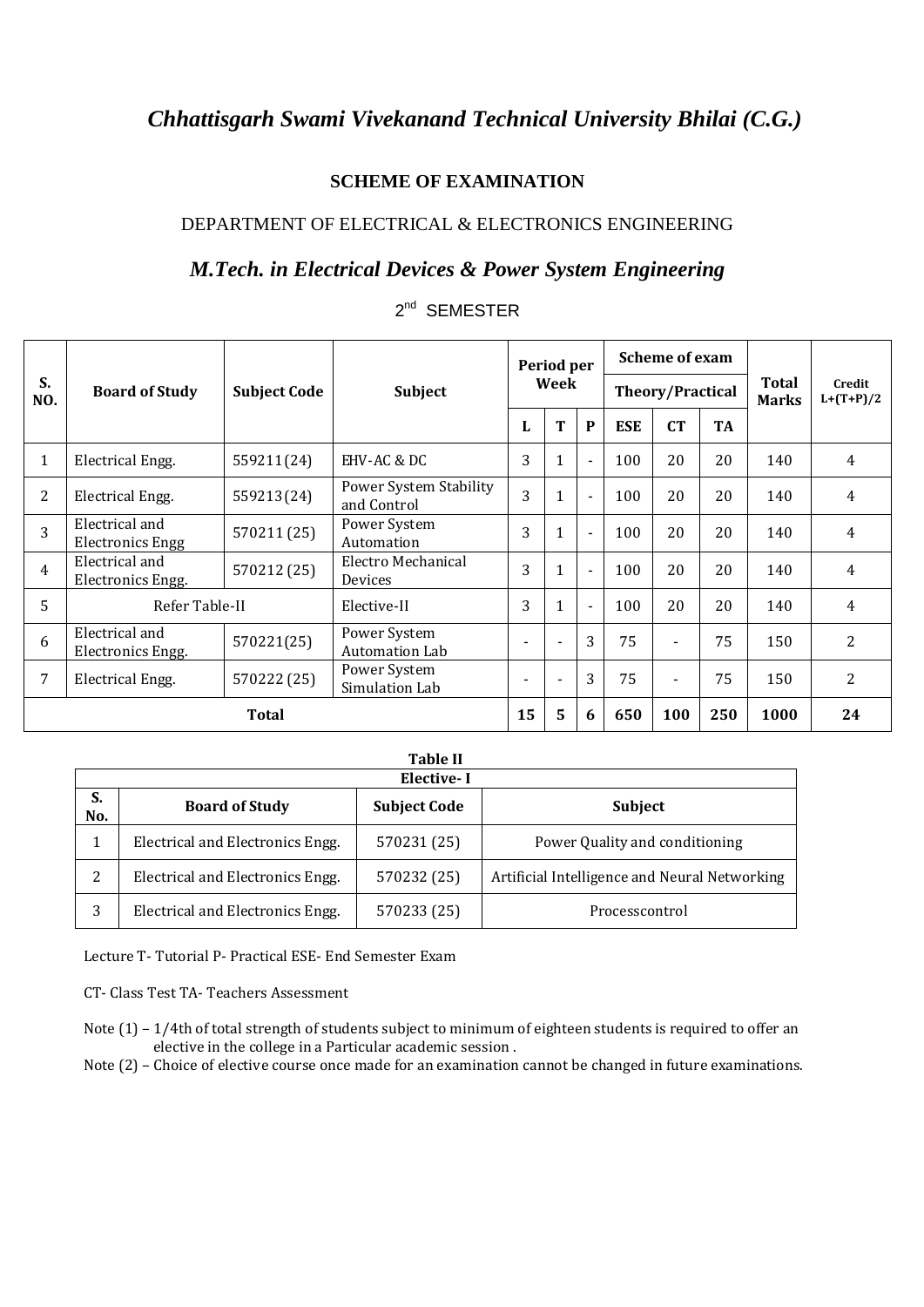# *Chhattisgarh Swami Vivekanand Technical University Bhilai (C.G.)*

## SCHEME OF EXAMINATION

DEPARTMENT OF ELECTRICAL & ELECTRONICS ENGINEERING

## *M.Tech. in Electrical Devices & Power System Engineering*

2nd SEMESTER

| S. NO. | Board of Study | Subject Code | Subject | Period per Week | | | Scheme of exam | | | Total Marks | Credit L+(T+P)/2 |
|---|---|---|---|---|---|---|---|---|---|---|---|
| | | | | | | | Theory/Practical | | | | |
| | | | | L | T | P | ESE | CT | TA | | |
| 1 | Electrical Engg. | 559211(24) | EHV-AC & DC | 3 | 1 | - | 100 | 20 | 20 | 140 | 4 |
| 2 | Electrical Engg. | 559213(24) | Power System Stability and Control | 3 | 1 | - | 100 | 20 | 20 | 140 | 4 |
| 3 | Electrical and Electronics Engg | 570211 (25) | Power System Automation | 3 | 1 | - | 100 | 20 | 20 | 140 | 4 |
| 4 | Electrical and Electronics Engg. | 570212 (25) | Electro Mechanical Devices | 3 | 1 | - | 100 | 20 | 20 | 140 | 4 |
| 5 | Refer Table-II | | Elective-II | 3 | 1 | - | 100 | 20 | 20 | 140 | 4 |
| 6 | Electrical and Electronics Engg. | 570221(25) | Power System Automation Lab | - | - | 3 | 75 | - | 75 | 150 | 2 |
| 7 | Electrical Engg. | 570222 (25) | Power System Simulation Lab | - | - | 3 | 75 | - | 75 | 150 | 2 |
| **Total** | | | | **15** | **5** | **6** | **650** | **100** | **250** | **1000** | **24** |

**Table II**

| **Elective- I** | | | |
|---|---|---|---|
| **S. No.** | **Board of Study** | **Subject Code** | **Subject** |
| 1 | Electrical and Electronics Engg. | 570231 (25) | Power Quality and conditioning |
| 2 | Electrical and Electronics Engg. | 570232 (25) | Artificial Intelligence and Neural Networking |
| 3 | Electrical and Electronics Engg. | 570233 (25) | Processcontrol |

Lecture T- Tutorial P- Practical ESE- End Semester Exam

CT- Class Test TA- Teachers Assessment

Note (1) – 1/4th of total strength of students subject to minimum of eighteen students is required to offer an elective in the college in a Particular academic session .

Note (2) – Choice of elective course once made for an examination cannot be changed in future examinations.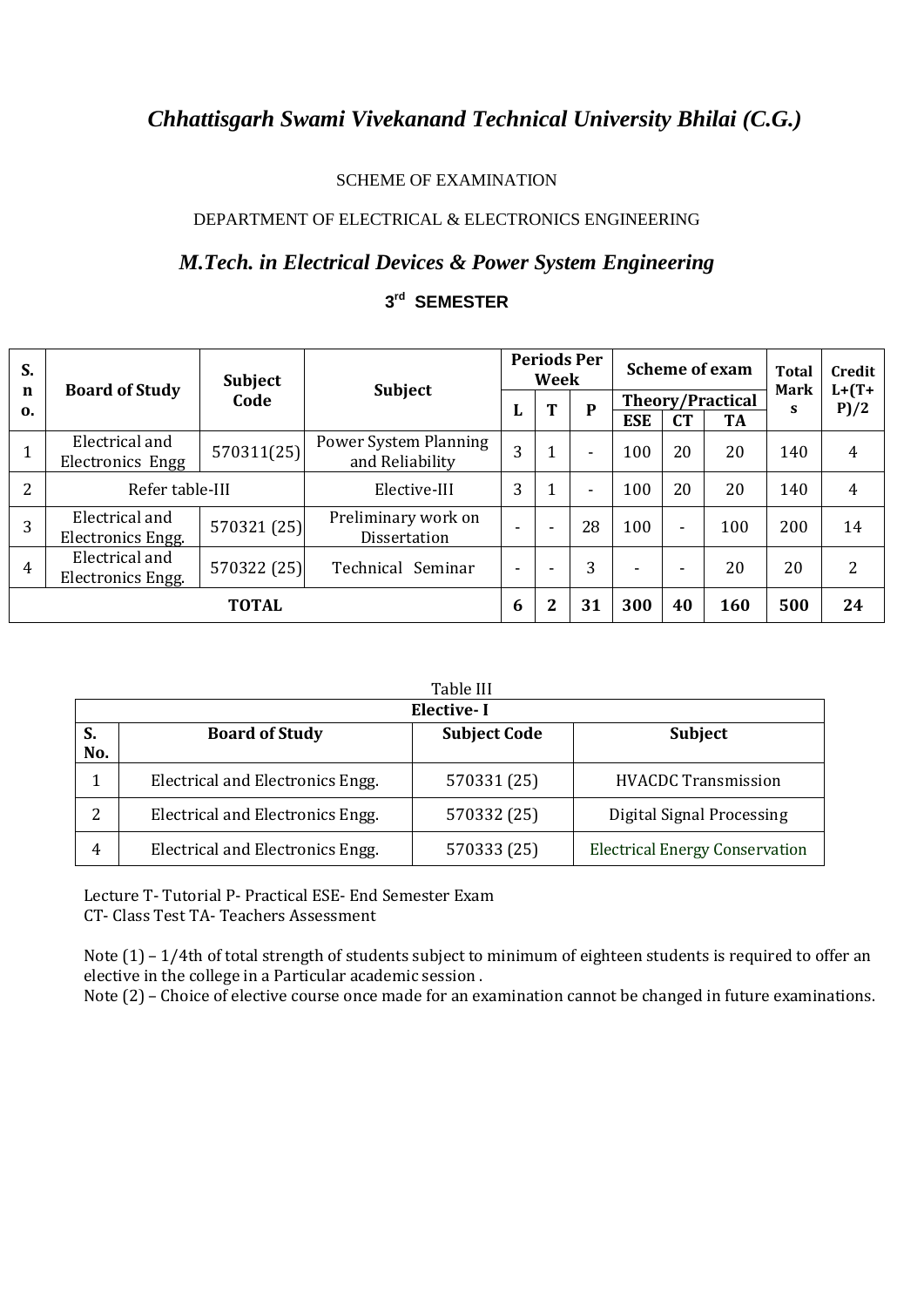# *Chhattisgarh Swami Vivekanand Technical University Bhilai (C.G.)*

SCHEME OF EXAMINATION

DEPARTMENT OF ELECTRICAL & ELECTRONICS ENGINEERING

## *M.Tech. in Electrical Devices & Power System Engineering*

### 3rd SEMESTER

| S. no. | Board of Study | Subject Code | Subject | Periods Per Week | | | Scheme of exam | | | Total Marks | Credit L+(T+P)/2 |
|---|---|---|---|---|---|---|---|---|---|---|---|
| | | | | L | T | P | Theory/Practical | | | | |
| | | | | | | | ESE | CT | TA | | |
| 1 | Electrical and Electronics Engg | 570311(25) | Power System Planning and Reliability | 3 | 1 | - | 100 | 20 | 20 | 140 | 4 |
| 2 | Refer table-III | | Elective-III | 3 | 1 | - | 100 | 20 | 20 | 140 | 4 |
| 3 | Electrical and Electronics Engg. | 570321 (25) | Preliminary work on Dissertation | - | - | 28 | 100 | - | 100 | 200 | 14 |
| 4 | Electrical and Electronics Engg. | 570322 (25) | Technical Seminar | - | - | 3 | - | - | 20 | 20 | 2 |
| **TOTAL** | | | | **6** | **2** | **31** | **300** | **40** | **160** | **500** | **24** |

Table III

| **Elective- I** | | | |
|---|---|---|---|
| **S. No.** | **Board of Study** | **Subject Code** | **Subject** |
| 1 | Electrical and Electronics Engg. | 570331 (25) | HVACDC Transmission |
| 2 | Electrical and Electronics Engg. | 570332 (25) | Digital Signal Processing |
| 4 | Electrical and Electronics Engg. | 570333 (25) | Electrical Energy Conservation |

Lecture T- Tutorial P- Practical ESE- End Semester Exam
CT- Class Test TA- Teachers Assessment

Note (1) – 1/4th of total strength of students subject to minimum of eighteen students is required to offer an elective in the college in a Particular academic session .
Note (2) – Choice of elective course once made for an examination cannot be changed in future examinations.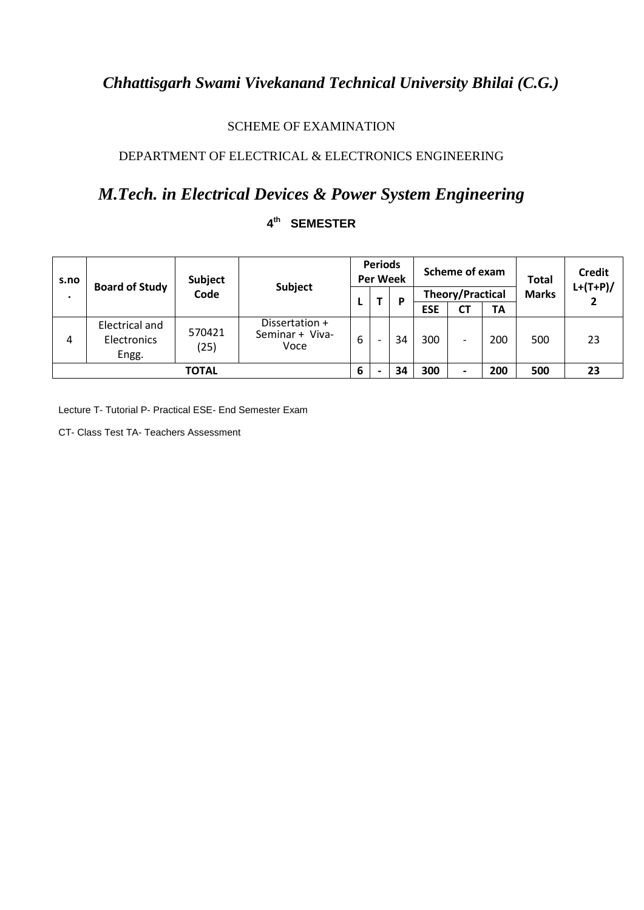# *Chhattisgarh Swami Vivekanand Technical University Bhilai (C.G.)*

SCHEME OF EXAMINATION

DEPARTMENT OF ELECTRICAL & ELECTRONICS ENGINEERING

## *M.Tech. in Electrical Devices & Power System Engineering*

### 4th SEMESTER

| s.no. | Board of Study | Subject Code | Subject | Periods Per Week | | | Scheme of exam Theory/Practical | | | Total Marks | Credit L+(T+P)/2 |
|---|---|---|---|---|---|---|---|---|---|---|---|
| | | | | L | T | P | ESE | CT | TA | | |
| 4 | Electrical and Electronics Engg. | 570421 (25) | Dissertation + Seminar + Viva-Voce | 6 | - | 34 | 300 | - | 200 | 500 | 23 |
| **TOTAL** | | | | **6** | **-** | **34** | **300** | **-** | **200** | **500** | **23** |

Lecture T- Tutorial P- Practical ESE- End Semester Exam

CT- Class Test TA- Teachers Assessment